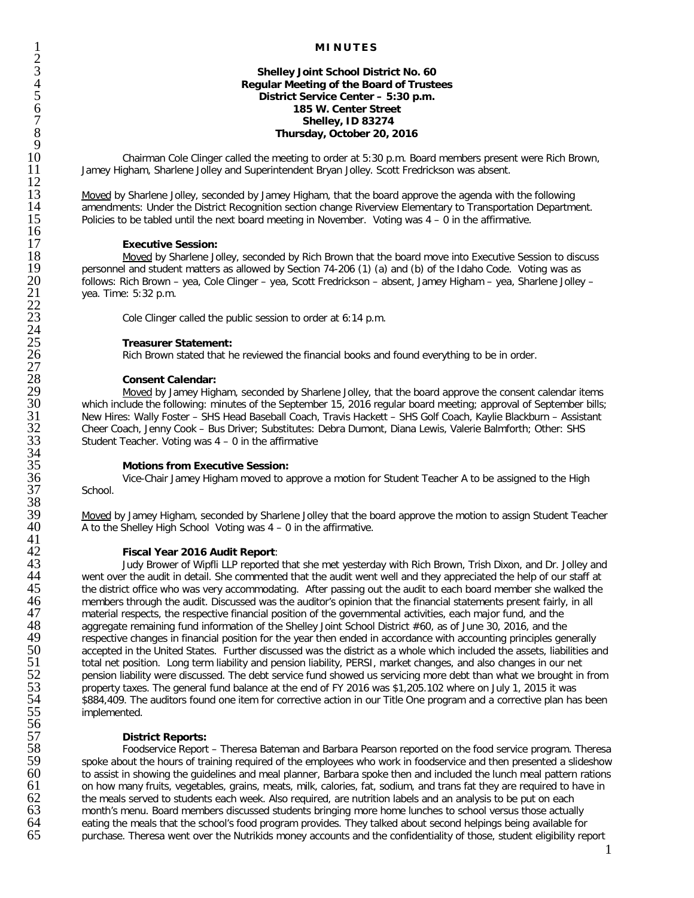**MINUTES**

**Shelley Joint School District No. 60**
**Regular Meeting of the Board of Trustees**
**District Service Center – 5:30 p.m.**
**185 W. Center Street**
**Shelley, ID 83274**
**Thursday, October 20, 2016**

Chairman Cole Clinger called the meeting to order at 5:30 p.m. Board members present were Rich Brown, Jamey Higham, Sharlene Jolley and Superintendent Bryan Jolley. Scott Fredrickson was absent.

Moved by Sharlene Jolley, seconded by Jamey Higham, that the board approve the agenda with the following amendments: Under the District Recognition section change Riverview Elementary to Transportation Department. Policies to be tabled until the next board meeting in November. Voting was 4 – 0 in the affirmative.

**Executive Session:**

Moved by Sharlene Jolley, seconded by Rich Brown that the board move into Executive Session to discuss personnel and student matters as allowed by Section 74-206 (1) (a) and (b) of the Idaho Code. Voting was as follows: Rich Brown – yea, Cole Clinger – yea, Scott Fredrickson – absent, Jamey Higham – yea, Sharlene Jolley – yea. Time: 5:32 p.m.

Cole Clinger called the public session to order at 6:14 p.m.

**Treasurer Statement:**

Rich Brown stated that he reviewed the financial books and found everything to be in order.

**Consent Calendar:**

Moved by Jamey Higham, seconded by Sharlene Jolley, that the board approve the consent calendar items which include the following: minutes of the September 15, 2016 regular board meeting; approval of September bills; New Hires: Wally Foster – SHS Head Baseball Coach, Travis Hackett – SHS Golf Coach, Kaylie Blackburn – Assistant Cheer Coach, Jenny Cook – Bus Driver; Substitutes: Debra Dumont, Diana Lewis, Valerie Balmforth; Other: SHS Student Teacher. Voting was 4 – 0 in the affirmative

**Motions from Executive Session:**

Vice-Chair Jamey Higham moved to approve a motion for Student Teacher A to be assigned to the High School.

Moved by Jamey Higham, seconded by Sharlene Jolley that the board approve the motion to assign Student Teacher A to the Shelley High School Voting was 4 – 0 in the affirmative.

**Fiscal Year 2016 Audit Report**:

Judy Brower of Wipfli LLP reported that she met yesterday with Rich Brown, Trish Dixon, and Dr. Jolley and went over the audit in detail. She commented that the audit went well and they appreciated the help of our staff at the district office who was very accommodating. After passing out the audit to each board member she walked the members through the audit. Discussed was the auditor's opinion that the financial statements present fairly, in all material respects, the respective financial position of the governmental activities, each major fund, and the aggregate remaining fund information of the Shelley Joint School District #60, as of June 30, 2016, and the respective changes in financial position for the year then ended in accordance with accounting principles generally accepted in the United States. Further discussed was the district as a whole which included the assets, liabilities and total net position. Long term liability and pension liability, PERSI, market changes, and also changes in our net pension liability were discussed. The debt service fund showed us servicing more debt than what we brought in from property taxes. The general fund balance at the end of FY 2016 was $1,205.102 where on July 1, 2015 it was $884,409. The auditors found one item for corrective action in our Title One program and a corrective plan has been implemented.

**District Reports:**

Foodservice Report – Theresa Bateman and Barbara Pearson reported on the food service program. Theresa spoke about the hours of training required of the employees who work in foodservice and then presented a slideshow to assist in showing the guidelines and meal planner, Barbara spoke then and included the lunch meal pattern rations on how many fruits, vegetables, grains, meats, milk, calories, fat, sodium, and trans fat they are required to have in the meals served to students each week. Also required, are nutrition labels and an analysis to be put on each month's menu. Board members discussed students bringing more home lunches to school versus those actually eating the meals that the school's food program provides. They talked about second helpings being available for purchase. Theresa went over the Nutrikids money accounts and the confidentiality of those, student eligibility report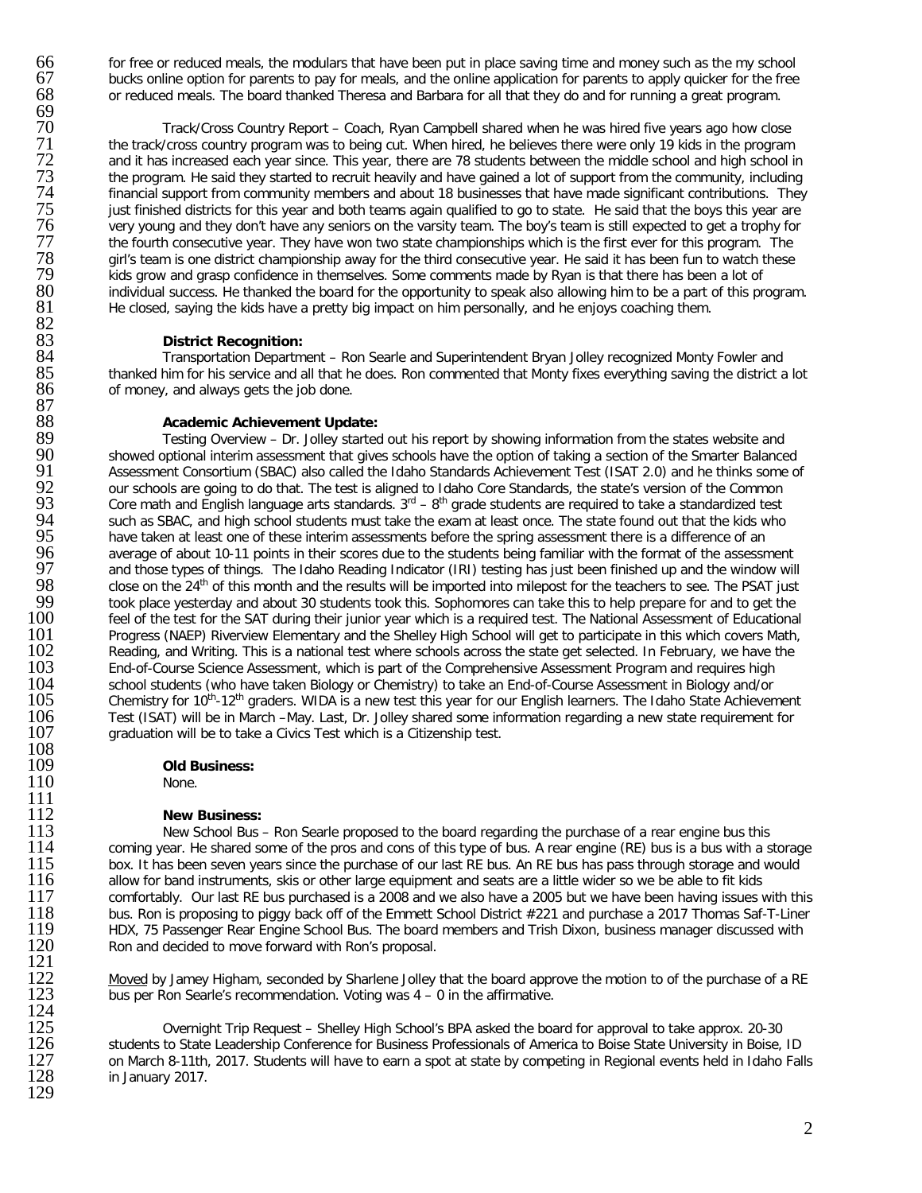for free or reduced meals, the modulars that have been put in place saving time and money such as the my school bucks online option for parents to pay for meals, and the online application for parents to apply quicker for the free or reduced meals. The board thanked Theresa and Barbara for all that they do and for running a great program.

Track/Cross Country Report – Coach, Ryan Campbell shared when he was hired five years ago how close the track/cross country program was to being cut. When hired, he believes there were only 19 kids in the program and it has increased each year since. This year, there are 78 students between the middle school and high school in the program. He said they started to recruit heavily and have gained a lot of support from the community, including financial support from community members and about 18 businesses that have made significant contributions. They just finished districts for this year and both teams again qualified to go to state. He said that the boys this year are very young and they don't have any seniors on the varsity team. The boy's team is still expected to get a trophy for the fourth consecutive year. They have won two state championships which is the first ever for this program. The girl's team is one district championship away for the third consecutive year. He said it has been fun to watch these kids grow and grasp confidence in themselves. Some comments made by Ryan is that there has been a lot of individual success. He thanked the board for the opportunity to speak also allowing him to be a part of this program. He closed, saying the kids have a pretty big impact on him personally, and he enjoys coaching them.

**District Recognition:**

Transportation Department – Ron Searle and Superintendent Bryan Jolley recognized Monty Fowler and thanked him for his service and all that he does. Ron commented that Monty fixes everything saving the district a lot of money, and always gets the job done.

**Academic Achievement Update:**

Testing Overview – Dr. Jolley started out his report by showing information from the states website and showed optional interim assessment that gives schools have the option of taking a section of the Smarter Balanced Assessment Consortium (SBAC) also called the Idaho Standards Achievement Test (ISAT 2.0) and he thinks some of our schools are going to do that. The test is aligned to Idaho Core Standards, the state's version of the Common Core math and English language arts standards. 3rd – 8th grade students are required to take a standardized test such as SBAC, and high school students must take the exam at least once. The state found out that the kids who have taken at least one of these interim assessments before the spring assessment there is a difference of an average of about 10-11 points in their scores due to the students being familiar with the format of the assessment and those types of things. The Idaho Reading Indicator (IRI) testing has just been finished up and the window will close on the 24th of this month and the results will be imported into milepost for the teachers to see. The PSAT just took place yesterday and about 30 students took this. Sophomores can take this to help prepare for and to get the feel of the test for the SAT during their junior year which is a required test. The National Assessment of Educational Progress (NAEP) Riverview Elementary and the Shelley High School will get to participate in this which covers Math, Reading, and Writing. This is a national test where schools across the state get selected. In February, we have the End-of-Course Science Assessment, which is part of the Comprehensive Assessment Program and requires high school students (who have taken Biology or Chemistry) to take an End-of-Course Assessment in Biology and/or Chemistry for 10th-12th graders. WIDA is a new test this year for our English learners. The Idaho State Achievement Test (ISAT) will be in March –May. Last, Dr. Jolley shared some information regarding a new state requirement for graduation will be to take a Civics Test which is a Citizenship test.

**Old Business:**

None.

**New Business:**

New School Bus – Ron Searle proposed to the board regarding the purchase of a rear engine bus this coming year. He shared some of the pros and cons of this type of bus. A rear engine (RE) bus is a bus with a storage box. It has been seven years since the purchase of our last RE bus. An RE bus has pass through storage and would allow for band instruments, skis or other large equipment and seats are a little wider so we be able to fit kids comfortably. Our last RE bus purchased is a 2008 and we also have a 2005 but we have been having issues with this bus. Ron is proposing to piggy back off of the Emmett School District #221 and purchase a 2017 Thomas Saf-T-Liner HDX, 75 Passenger Rear Engine School Bus. The board members and Trish Dixon, business manager discussed with Ron and decided to move forward with Ron's proposal.

Moved by Jamey Higham, seconded by Sharlene Jolley that the board approve the motion to of the purchase of a RE bus per Ron Searle's recommendation. Voting was 4 – 0 in the affirmative.

Overnight Trip Request – Shelley High School's BPA asked the board for approval to take approx. 20-30 students to State Leadership Conference for Business Professionals of America to Boise State University in Boise, ID on March 8-11th, 2017. Students will have to earn a spot at state by competing in Regional events held in Idaho Falls in January 2017.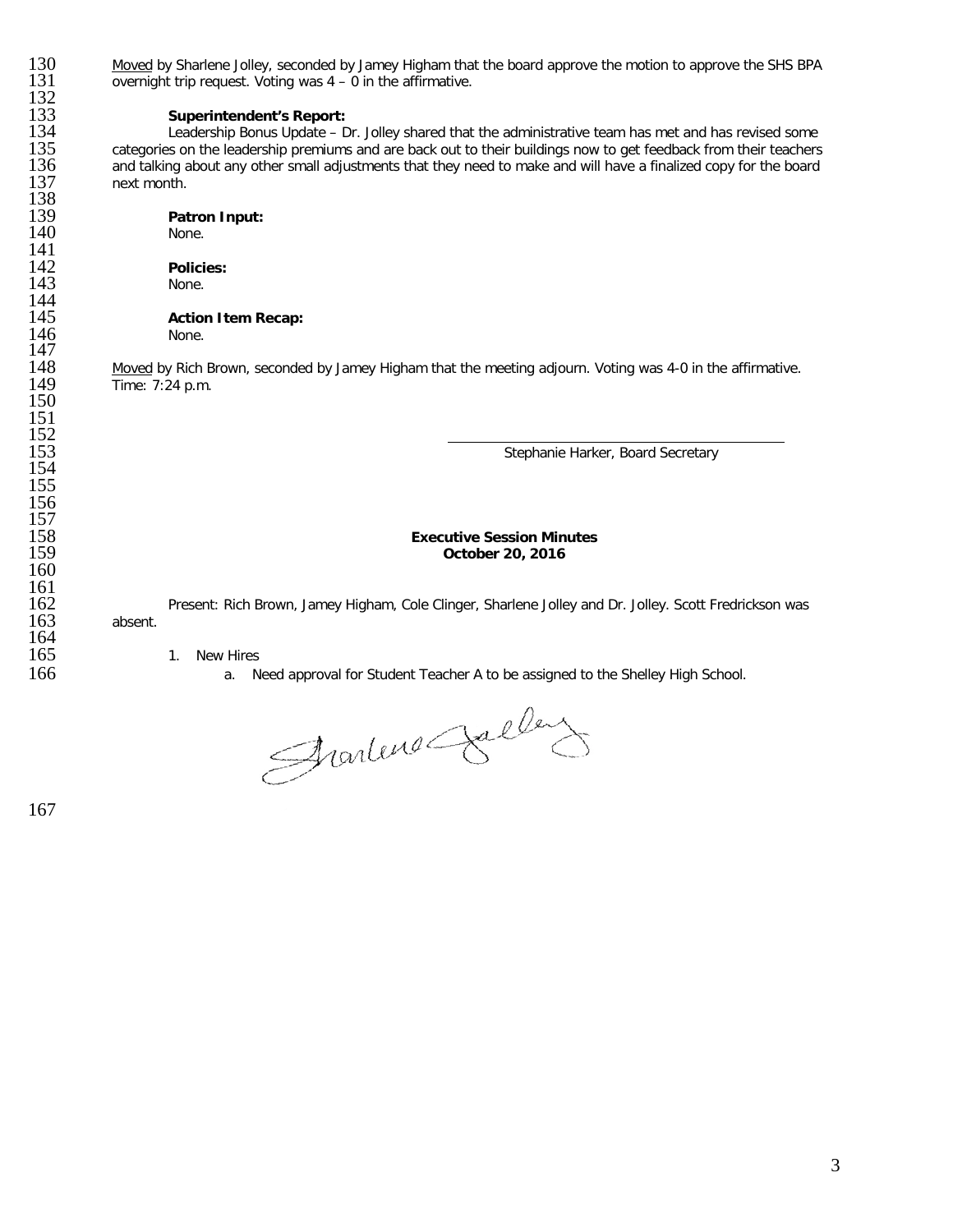Moved by Sharlene Jolley, seconded by Jamey Higham that the board approve the motion to approve the SHS BPA overnight trip request. Voting was 4 – 0 in the affirmative.

**Superintendent's Report:**

Leadership Bonus Update – Dr. Jolley shared that the administrative team has met and has revised some categories on the leadership premiums and are back out to their buildings now to get feedback from their teachers and talking about any other small adjustments that they need to make and will have a finalized copy for the board next month.

**Patron Input:**

None.

**Policies:**

None.

**Action Item Recap:**

None.

Moved by Rich Brown, seconded by Jamey Higham that the meeting adjourn. Voting was 4-0 in the affirmative.
Time: 7:24 p.m.

Stephanie Harker, Board Secretary

**Executive Session Minutes**
**October 20, 2016**

Present: Rich Brown, Jamey Higham, Cole Clinger, Sharlene Jolley and Dr. Jolley. Scott Fredrickson was absent.

1. New Hires
   a. Need approval for Student Teacher A to be assigned to the Shelley High School.

Sharlene Jolley